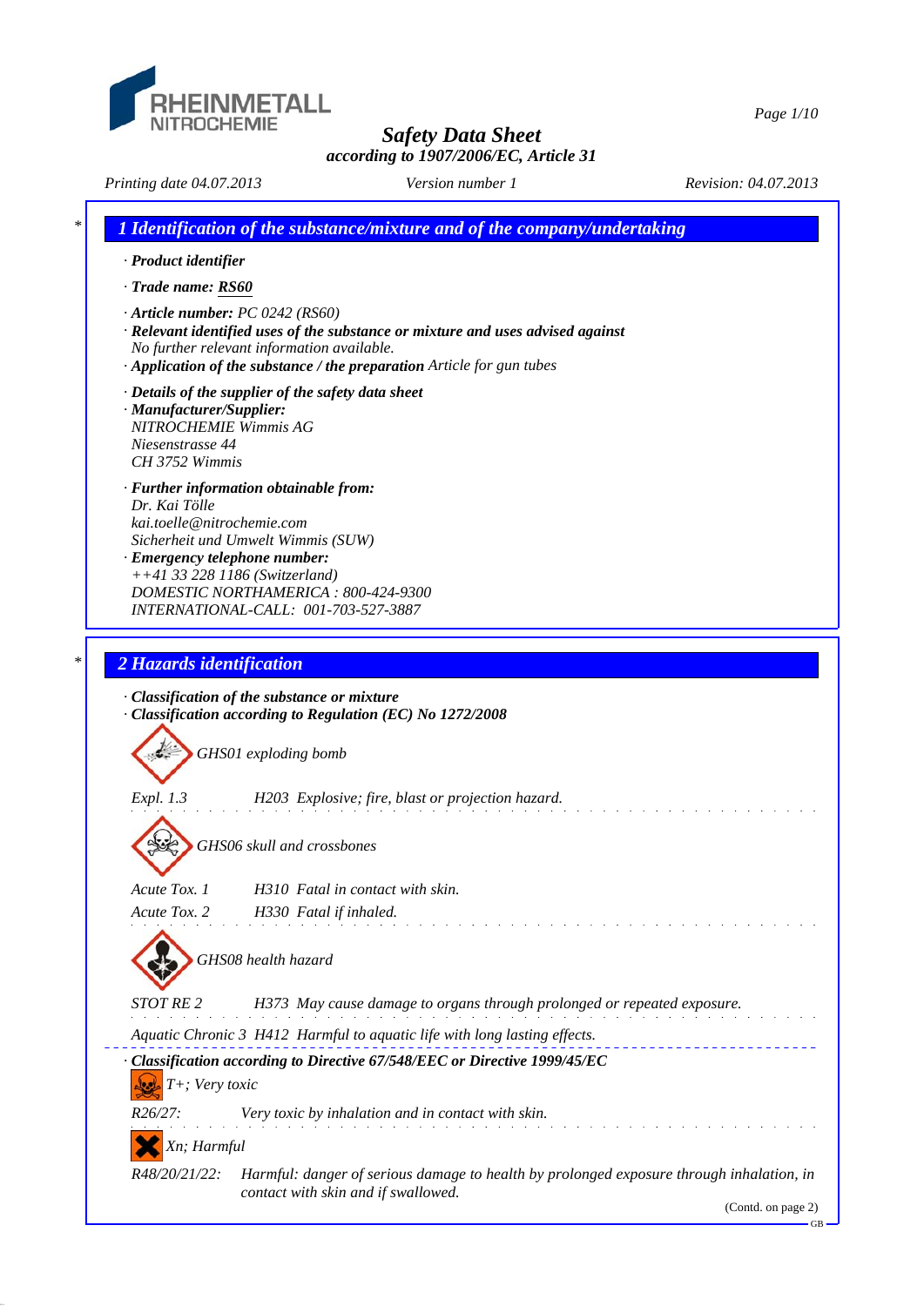RHEINMETALL NITROCHEMIE

# Safety Data Sheet

**according to 1907/2006/EC, Article 31**

*Printing date 04.07.2013* *Version number 1* *Revision: 04.07.2013*

## 1 Identification of the substance/mixture and of the company/undertaking

· **Product identifier**

· **Trade name: RS60**

· **Article number:** PC 0242 (RS60)

· **Relevant identified uses of the substance or mixture and uses advised against**
No further relevant information available.

· **Application of the substance / the preparation** Article for gun tubes

· **Details of the supplier of the safety data sheet**

· **Manufacturer/Supplier:**
NITROCHEMIE Wimmis AG
Niesenstrasse 44
CH 3752 Wimmis

· **Further information obtainable from:**
Dr. Kai Tölle
kai.toelle@nitrochemie.com
Sicherheit und Umwelt Wimmis (SUW)

· **Emergency telephone number:**
++41 33 228 1186 (Switzerland)
DOMESTIC NORTHAMERICA : 800-424-9300
INTERNATIONAL-CALL: 001-703-527-3887

## 2 Hazards identification

· **Classification of the substance or mixture**

· **Classification according to Regulation (EC) No 1272/2008**

GHS01 exploding bomb

Expl. 1.3 H203 Explosive; fire, blast or projection hazard.

GHS06 skull and crossbones

Acute Tox. 1 H310 Fatal in contact with skin.

Acute Tox. 2 H330 Fatal if inhaled.

GHS08 health hazard

STOT RE 2 H373 May cause damage to organs through prolonged or repeated exposure.

Aquatic Chronic 3 H412 Harmful to aquatic life with long lasting effects.

· **Classification according to Directive 67/548/EEC or Directive 1999/45/EC**

T+; Very toxic

R26/27: Very toxic by inhalation and in contact with skin.

Xn; Harmful

R48/20/21/22: Harmful: danger of serious damage to health by prolonged exposure through inhalation, in contact with skin and if swallowed.

(Contd. on page 2)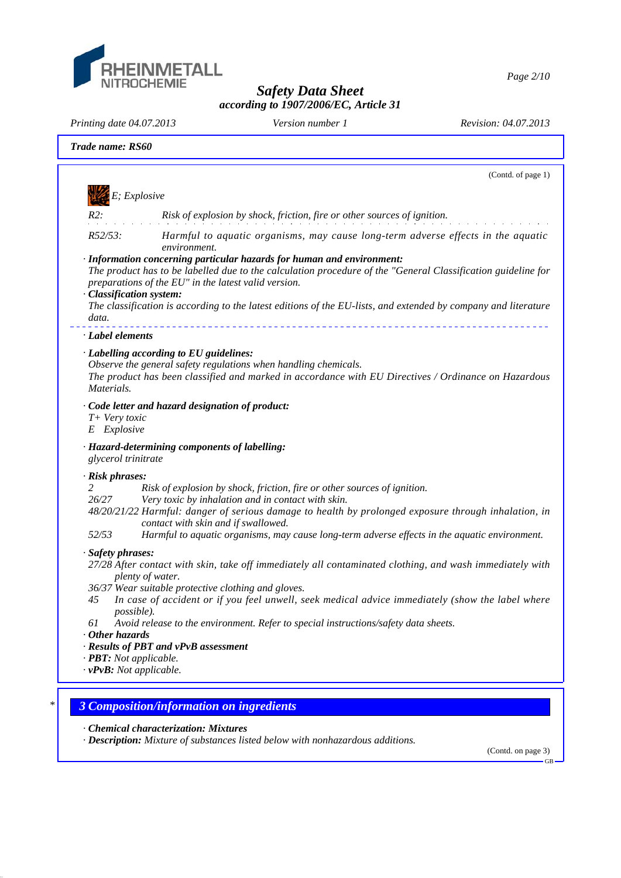(Contd. of page 1)

E; Explosive

| | |
|---|---|
| R2: | Risk of explosion by shock, friction, fire or other sources of ignition. |
| R52/53: | Harmful to aquatic organisms, may cause long-term adverse effects in the aquatic environment. |

· **Information concerning particular hazards for human and environment:**
The product has to be labelled due to the calculation procedure of the "General Classification guideline for preparations of the EU" in the latest valid version.

· **Classification system:**
The classification is according to the latest editions of the EU-lists, and extended by company and literature data.

· **Label elements**

· **Labelling according to EU guidelines:**
Observe the general safety regulations when handling chemicals.
The product has been classified and marked in accordance with EU Directives / Ordinance on Hazardous Materials.

· **Code letter and hazard designation of product:**
T+ Very toxic
E Explosive

· **Hazard-determining components of labelling:**
glycerol trinitrate

· **Risk phrases:**

| | |
|---|---|
| 2 | Risk of explosion by shock, friction, fire or other sources of ignition. |
| 26/27 | Very toxic by inhalation and in contact with skin. |
| 48/20/21/22 | Harmful: danger of serious damage to health by prolonged exposure through inhalation, in contact with skin and if swallowed. |
| 52/53 | Harmful to aquatic organisms, may cause long-term adverse effects in the aquatic environment. |

· **Safety phrases:**

| | |
|---|---|
| 27/28 | After contact with skin, take off immediately all contaminated clothing, and wash immediately with plenty of water. |
| 36/37 | Wear suitable protective clothing and gloves. |
| 45 | In case of accident or if you feel unwell, seek medical advice immediately (show the label where possible). |
| 61 | Avoid release to the environment. Refer to special instructions/safety data sheets. |

· **Other hazards**

· **Results of PBT and vPvB assessment**

· **PBT:** Not applicable.

· **vPvB:** Not applicable.

## 3 Composition/information on ingredients

· **Chemical characterization: Mixtures**

· **Description:** Mixture of substances listed below with nonhazardous additions.

(Contd. on page 3)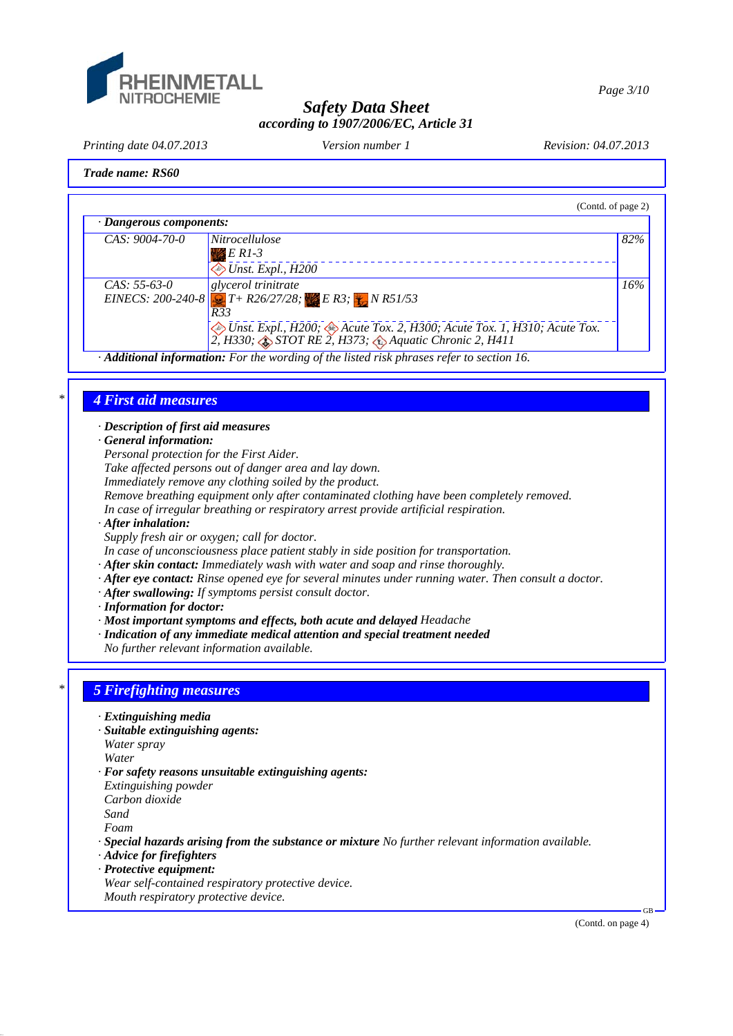Trade name: RS60

(Contd. of page 2)

· **Dangerous components:**

| CAS | Component | % |
|---|---|---|
| CAS: 9004-70-0 | Nitrocellulose<br>E R1-3<br>Unst. Expl., H200 | 82% |
| CAS: 55-63-0<br>EINECS: 200-240-8 | glycerol trinitrate<br>T+ R26/27/28; E R3; N R51/53<br>R33<br>Unst. Expl., H200; Acute Tox. 2, H300; Acute Tox. 1, H310; Acute Tox. 2, H330; STOT RE 2, H373; Aquatic Chronic 2, H411 | 16% |

· **Additional information:** For the wording of the listed risk phrases refer to section 16.

## 4 First aid measures

· **Description of first aid measures**

· **General information:**
Personal protection for the First Aider.
Take affected persons out of danger area and lay down.
Immediately remove any clothing soiled by the product.
Remove breathing equipment only after contaminated clothing have been completely removed.
In case of irregular breathing or respiratory arrest provide artificial respiration.

· **After inhalation:**
Supply fresh air or oxygen; call for doctor.
In case of unconsciousness place patient stably in side position for transportation.

· **After skin contact:** Immediately wash with water and soap and rinse thoroughly.

· **After eye contact:** Rinse opened eye for several minutes under running water. Then consult a doctor.

· **After swallowing:** If symptoms persist consult doctor.

· **Information for doctor:**

· **Most important symptoms and effects, both acute and delayed** Headache

· **Indication of any immediate medical attention and special treatment needed**
No further relevant information available.

## 5 Firefighting measures

· **Extinguishing media**

· **Suitable extinguishing agents:**
Water spray
Water

· **For safety reasons unsuitable extinguishing agents:**
Extinguishing powder
Carbon dioxide
Sand
Foam

· **Special hazards arising from the substance or mixture** No further relevant information available.

· **Advice for firefighters**

· **Protective equipment:**
Wear self-contained respiratory protective device.
Mouth respiratory protective device.

(Contd. on page 4)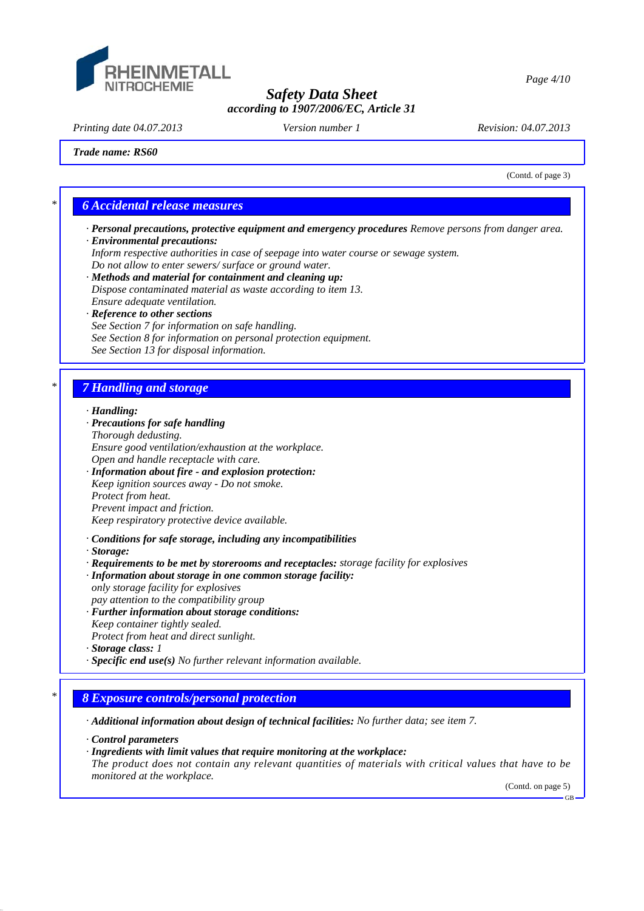*Trade name: RS60*

(Contd. of page 3)

## 6 Accidental release measures

· **Personal precautions, protective equipment and emergency procedures** Remove persons from danger area.

· **Environmental precautions:**
Inform respective authorities in case of seepage into water course or sewage system.
Do not allow to enter sewers/ surface or ground water.

· **Methods and material for containment and cleaning up:**
Dispose contaminated material as waste according to item 13.
Ensure adequate ventilation.

· **Reference to other sections**
See Section 7 for information on safe handling.
See Section 8 for information on personal protection equipment.
See Section 13 for disposal information.

## 7 Handling and storage

· **Handling:**

· **Precautions for safe handling**
Thorough dedusting.
Ensure good ventilation/exhaustion at the workplace.
Open and handle receptacle with care.

· **Information about fire - and explosion protection:**
Keep ignition sources away - Do not smoke.
Protect from heat.
Prevent impact and friction.
Keep respiratory protective device available.

· **Conditions for safe storage, including any incompatibilities**

· **Storage:**

· **Requirements to be met by storerooms and receptacles:** storage facility for explosives

· **Information about storage in one common storage facility:**
only storage facility for explosives
pay attention to the compatibility group

· **Further information about storage conditions:**
Keep container tightly sealed.
Protect from heat and direct sunlight.

· **Storage class:** 1

· **Specific end use(s)** No further relevant information available.

## 8 Exposure controls/personal protection

· **Additional information about design of technical facilities:** No further data; see item 7.

· **Control parameters**

· **Ingredients with limit values that require monitoring at the workplace:**
The product does not contain any relevant quantities of materials with critical values that have to be monitored at the workplace.

(Contd. on page 5)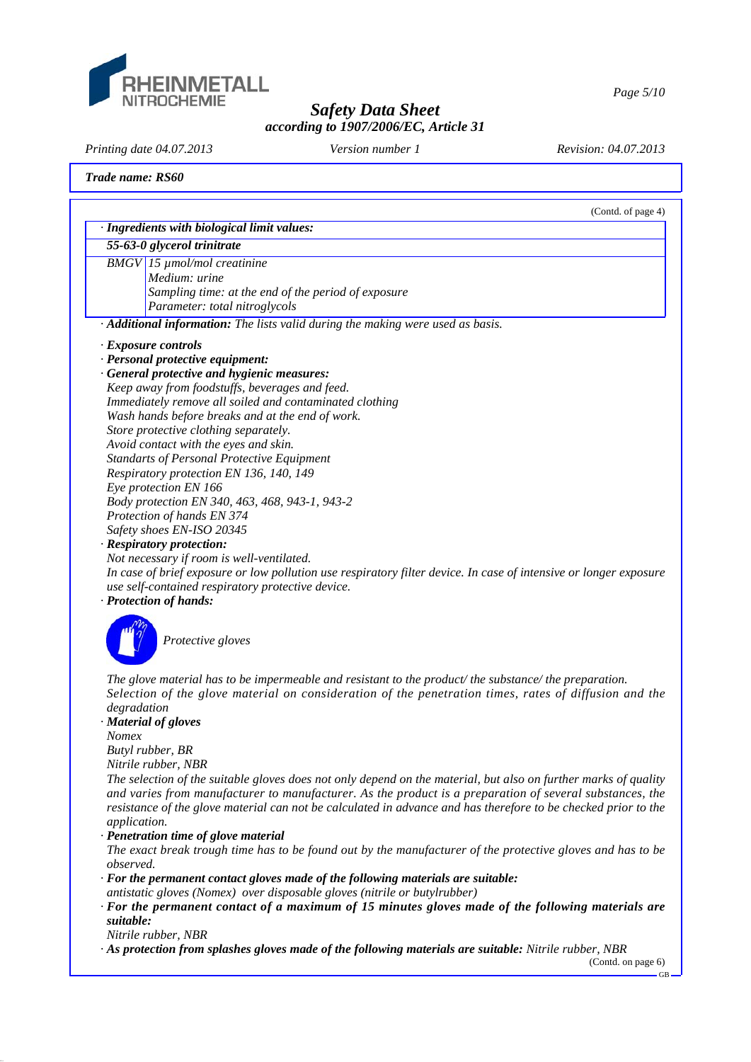**Trade name: RS60**

(Contd. of page 4)

| · **Ingredients with biological limit values:** | |
|---|---|
| **55-63-0 glycerol trinitrate** | |
| BMGV | 15 µmol/mol creatinine<br>Medium: urine<br>Sampling time: at the end of the period of exposure<br>Parameter: total nitroglycols |

· **Additional information:** The lists valid during the making were used as basis.

· **Exposure controls**

· **Personal protective equipment:**

· **General protective and hygienic measures:**

Keep away from foodstuffs, beverages and feed.
Immediately remove all soiled and contaminated clothing
Wash hands before breaks and at the end of work.
Store protective clothing separately.
Avoid contact with the eyes and skin.
Standarts of Personal Protective Equipment
Respiratory protection EN 136, 140, 149
Eye protection EN 166
Body protection EN 340, 463, 468, 943-1, 943-2
Protection of hands EN 374
Safety shoes EN-ISO 20345

· **Respiratory protection:**

Not necessary if room is well-ventilated.
In case of brief exposure or low pollution use respiratory filter device. In case of intensive or longer exposure use self-contained respiratory protective device.

· **Protection of hands:**

Protective gloves

The glove material has to be impermeable and resistant to the product/ the substance/ the preparation.
Selection of the glove material on consideration of the penetration times, rates of diffusion and the degradation

· **Material of gloves**

Nomex
Butyl rubber, BR
Nitrile rubber, NBR

The selection of the suitable gloves does not only depend on the material, but also on further marks of quality and varies from manufacturer to manufacturer. As the product is a preparation of several substances, the resistance of the glove material can not be calculated in advance and has therefore to be checked prior to the application.

· **Penetration time of glove material**

The exact break trough time has to be found out by the manufacturer of the protective gloves and has to be observed.

· **For the permanent contact gloves made of the following materials are suitable:**

antistatic gloves (Nomex) over disposable gloves (nitrile or butylrubber)

· **For the permanent contact of a maximum of 15 minutes gloves made of the following materials are suitable:**

Nitrile rubber, NBR

· **As protection from splashes gloves made of the following materials are suitable:** Nitrile rubber, NBR

(Contd. on page 6)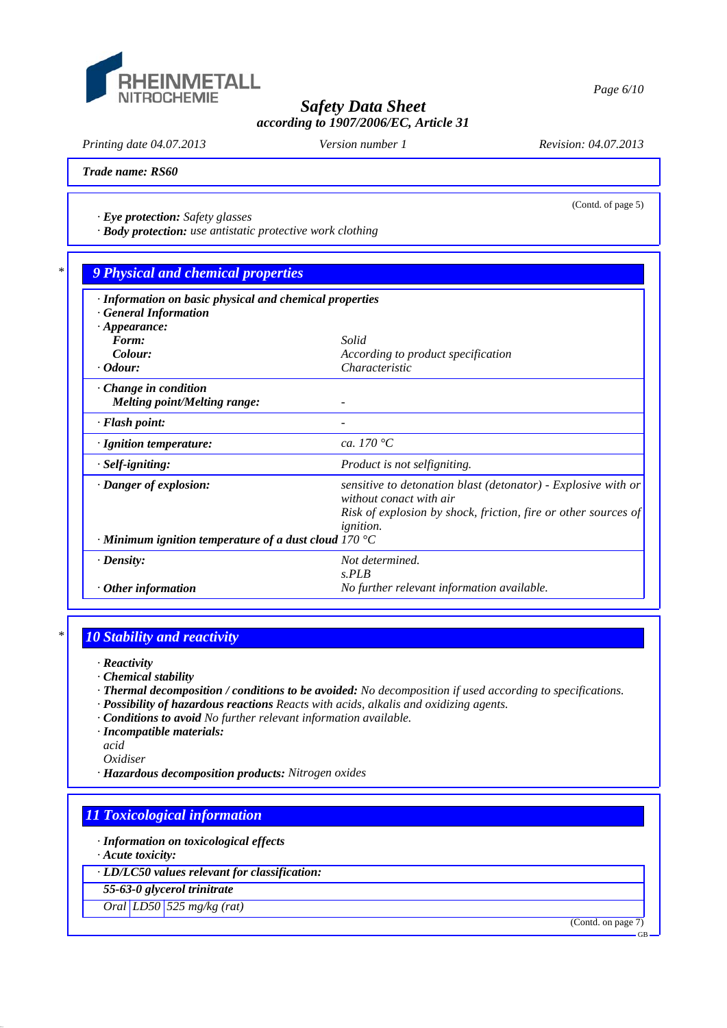**Trade name: RS60**

(Contd. of page 5)

· **Eye protection:** Safety glasses
· **Body protection:** use antistatic protective work clothing

## 9 Physical and chemical properties

· **Information on basic physical and chemical properties**
· **General Information**
· **Appearance:**

| | |
|---|---|
| **Form:** | Solid |
| **Colour:** | According to product specification |
| · **Odour:** | Characteristic |
| · **Change in condition** | |
| **Melting point/Melting range:** | - |
| · **Flash point:** | - |
| · **Ignition temperature:** | ca. 170 °C |
| · **Self-igniting:** | Product is not selfigniting. |
| · **Danger of explosion:** | sensitive to detonation blast (detonator) - Explosive with or without conact with air<br>Risk of explosion by shock, friction, fire or other sources of ignition. |
| · **Minimum ignition temperature of a dust cloud** | 170 °C |
| · **Density:** | Not determined.<br>s.PLB |
| · **Other information** | No further relevant information available. |

## 10 Stability and reactivity

· **Reactivity**
· **Chemical stability**
· **Thermal decomposition / conditions to be avoided:** No decomposition if used according to specifications.
· **Possibility of hazardous reactions** Reacts with acids, alkalis and oxidizing agents.
· **Conditions to avoid** No further relevant information available.
· **Incompatible materials:**
acid
Oxidiser
· **Hazardous decomposition products:** Nitrogen oxides

## 11 Toxicological information

· **Information on toxicological effects**
· **Acute toxicity:**

| · **LD/LC50 values relevant for classification:** | | |
|---|---|---|
| **55-63-0 glycerol trinitrate** | | |
| Oral | LD50 | 525 mg/kg (rat) |

(Contd. on page 7)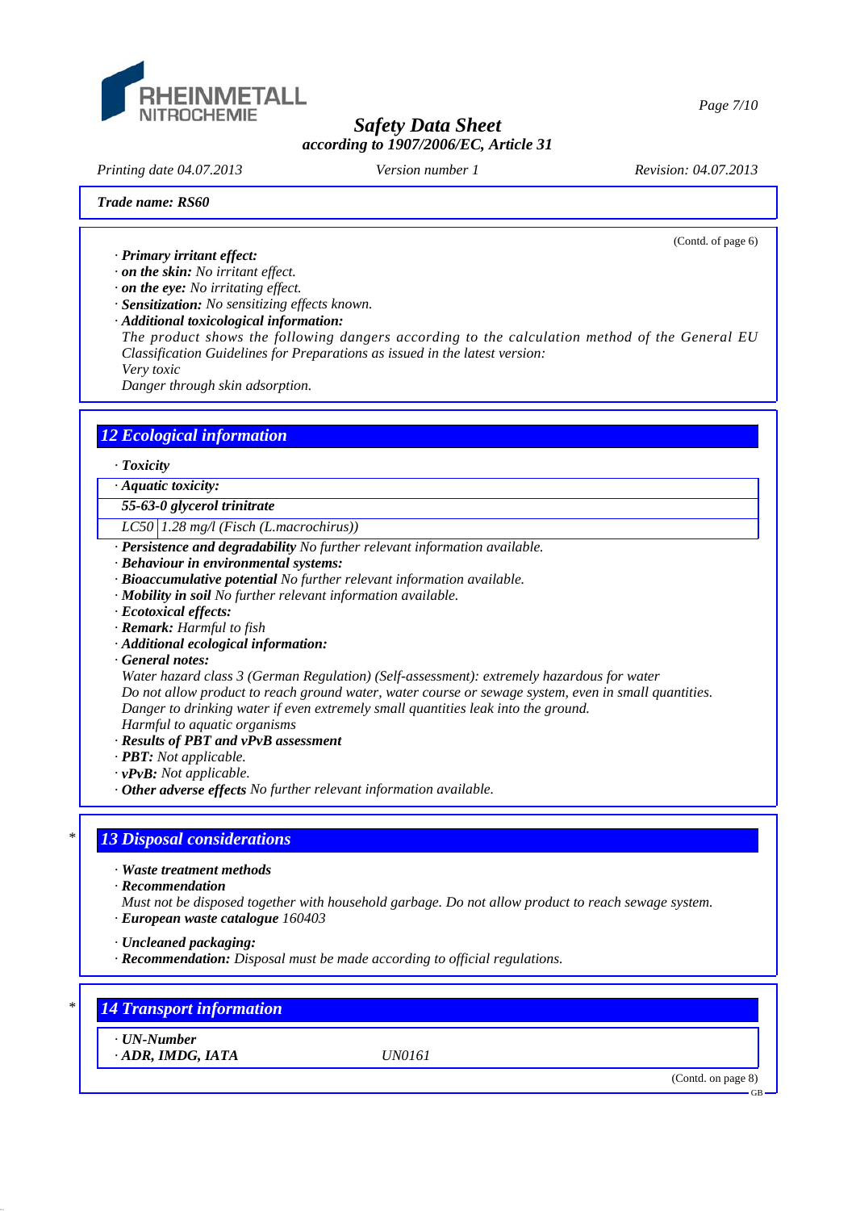Trade name: RS60

(Contd. of page 6)

· **Primary irritant effect:**
· **on the skin:** No irritant effect.
· **on the eye:** No irritating effect.
· **Sensitization:** No sensitizing effects known.
· **Additional toxicological information:**
The product shows the following dangers according to the calculation method of the General EU Classification Guidelines for Preparations as issued in the latest version:
Very toxic
Danger through skin adsorption.

## 12 Ecological information

· **Toxicity**

| · **Aquatic toxicity:** | |
|---|---|
| **55-63-0 glycerol trinitrate** | |
| LC50 | 1.28 mg/l (Fisch (L.macrochirus)) |

· **Persistence and degradability** No further relevant information available.
· **Behaviour in environmental systems:**
· **Bioaccumulative potential** No further relevant information available.
· **Mobility in soil** No further relevant information available.
· **Ecotoxical effects:**
· **Remark:** Harmful to fish
· **Additional ecological information:**
· **General notes:**
Water hazard class 3 (German Regulation) (Self-assessment): extremely hazardous for water
Do not allow product to reach ground water, water course or sewage system, even in small quantities.
Danger to drinking water if even extremely small quantities leak into the ground.
Harmful to aquatic organisms
· **Results of PBT and vPvB assessment**
· **PBT:** Not applicable.
· **vPvB:** Not applicable.
· **Other adverse effects** No further relevant information available.

## * 13 Disposal considerations

· **Waste treatment methods**
· **Recommendation**
Must not be disposed together with household garbage. Do not allow product to reach sewage system.
· **European waste catalogue** 160403

· **Uncleaned packaging:**
· **Recommendation:** Disposal must be made according to official regulations.

## * 14 Transport information

| · **UN-Number** | |
|---|---|
| · **ADR, IMDG, IATA** | UN0161 |

(Contd. on page 8)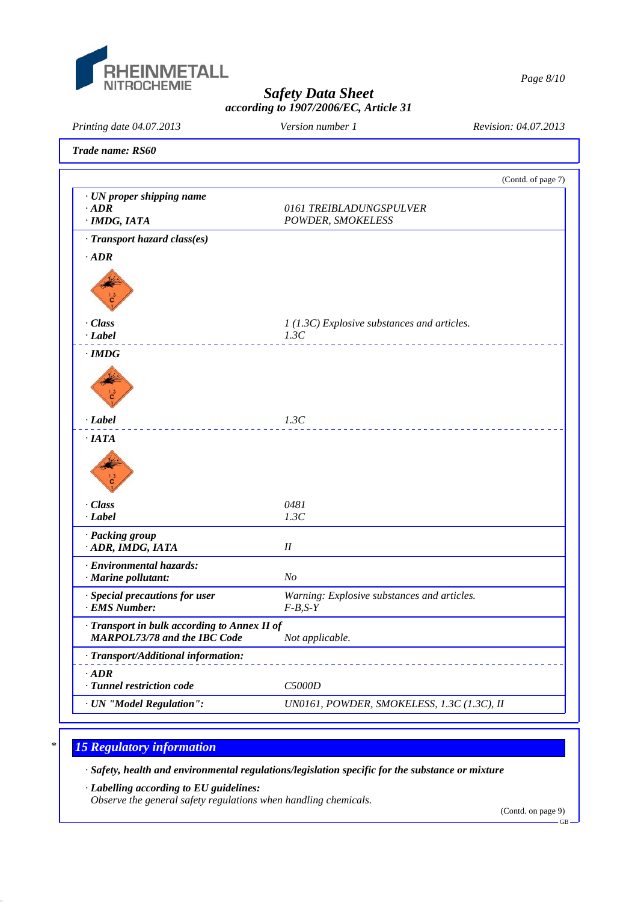**Safety Data Sheet**
**according to 1907/2006/EC, Article 31**

Printing date 04.07.2013 | Version number 1 | Revision: 04.07.2013

**Trade name: RS60**

(Contd. of page 7)

| | |
|---|---|
| · **UN proper shipping name** | |
| · **ADR** | 0161 TREIBLADUNGSPULVER |
| · **IMDG, IATA** | POWDER, SMOKELESS |
| · **Transport hazard class(es)** | |
| · **ADR** | |
| · **Class** | 1 (1.3C) Explosive substances and articles. |
| · **Label** | 1.3C |
| · **IMDG** | |
| · **Label** | 1.3C |
| · **IATA** | |
| · **Class** | 0481 |
| · **Label** | 1.3C |
| · **Packing group** | |
| · **ADR, IMDG, IATA** | II |
| · **Environmental hazards:** | |
| · **Marine pollutant:** | No |
| · **Special precautions for user** | Warning: Explosive substances and articles. |
| · **EMS Number:** | F-B,S-Y |
| · **Transport in bulk according to Annex II of MARPOL73/78 and the IBC Code** | Not applicable. |
| · **Transport/Additional information:** | |
| · **ADR** | |
| · **Tunnel restriction code** | C5000D |
| · **UN "Model Regulation":** | UN0161, POWDER, SMOKELESS, 1.3C (1.3C), II |

## * 15 Regulatory information

· **Safety, health and environmental regulations/legislation specific for the substance or mixture**

· **Labelling according to EU guidelines:**
Observe the general safety regulations when handling chemicals.

(Contd. on page 9)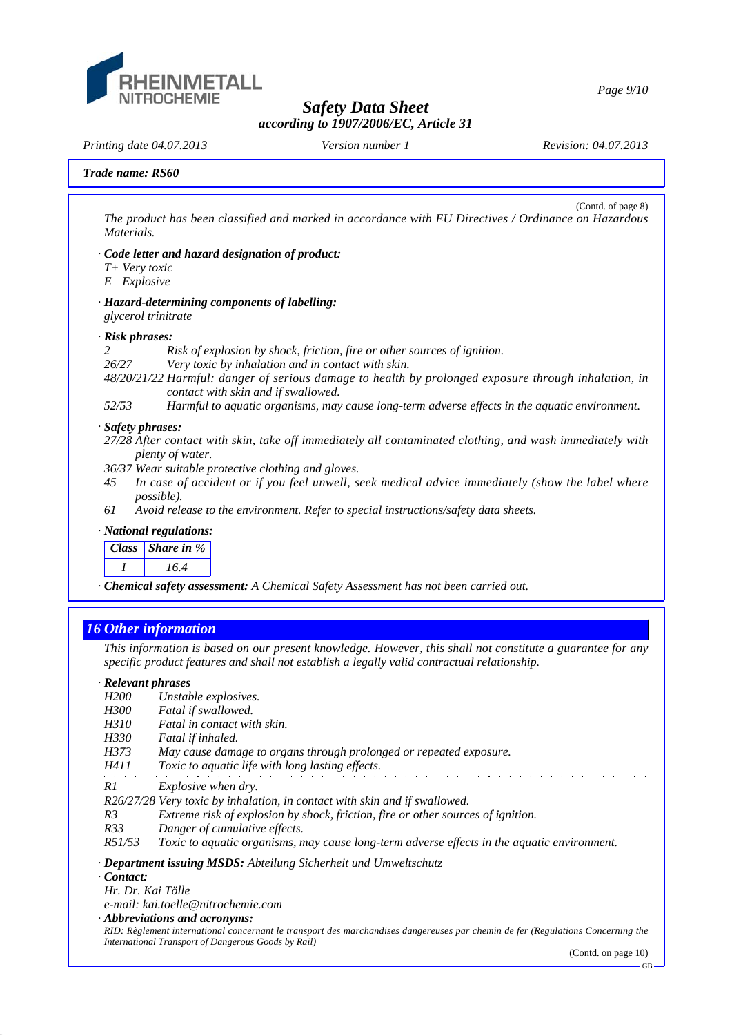**Trade name: RS60**

(Contd. of page 8)

*The product has been classified and marked in accordance with EU Directives / Ordinance on Hazardous Materials.*

· ***Code letter and hazard designation of product:***
*T+ Very toxic*
*E Explosive*

· ***Hazard-determining components of labelling:***
*glycerol trinitrate*

· ***Risk phrases:***
*2 Risk of explosion by shock, friction, fire or other sources of ignition.*
*26/27 Very toxic by inhalation and in contact with skin.*
*48/20/21/22 Harmful: danger of serious damage to health by prolonged exposure through inhalation, in contact with skin and if swallowed.*
*52/53 Harmful to aquatic organisms, may cause long-term adverse effects in the aquatic environment.*

· ***Safety phrases:***
*27/28 After contact with skin, take off immediately all contaminated clothing, and wash immediately with plenty of water.*
*36/37 Wear suitable protective clothing and gloves.*
*45 In case of accident or if you feel unwell, seek medical advice immediately (show the label where possible).*
*61 Avoid release to the environment. Refer to special instructions/safety data sheets.*

· ***National regulations:***

| *Class* | *Share in %* |
|---|---|
| *I* | *16.4* |

· ***Chemical safety assessment:*** *A Chemical Safety Assessment has not been carried out.*

## *16 Other information*

*This information is based on our present knowledge. However, this shall not constitute a guarantee for any specific product features and shall not establish a legally valid contractual relationship.*

· ***Relevant phrases***
*H200 Unstable explosives.*
*H300 Fatal if swallowed.*
*H310 Fatal in contact with skin.*
*H330 Fatal if inhaled.*
*H373 May cause damage to organs through prolonged or repeated exposure.*
*H411 Toxic to aquatic life with long lasting effects.*

*R1 Explosive when dry.*
*R26/27/28 Very toxic by inhalation, in contact with skin and if swallowed.*
*R3 Extreme risk of explosion by shock, friction, fire or other sources of ignition.*
*R33 Danger of cumulative effects.*
*R51/53 Toxic to aquatic organisms, may cause long-term adverse effects in the aquatic environment.*

· ***Department issuing MSDS:*** *Abteilung Sicherheit und Umweltschutz*
· ***Contact:***
*Hr. Dr. Kai Tölle*
*e-mail: kai.toelle@nitrochemie.com*
· ***Abbreviations and acronyms:***
*RID: Règlement international concernant le transport des marchandises dangereuses par chemin de fer (Regulations Concerning the International Transport of Dangerous Goods by Rail)*

(Contd. on page 10)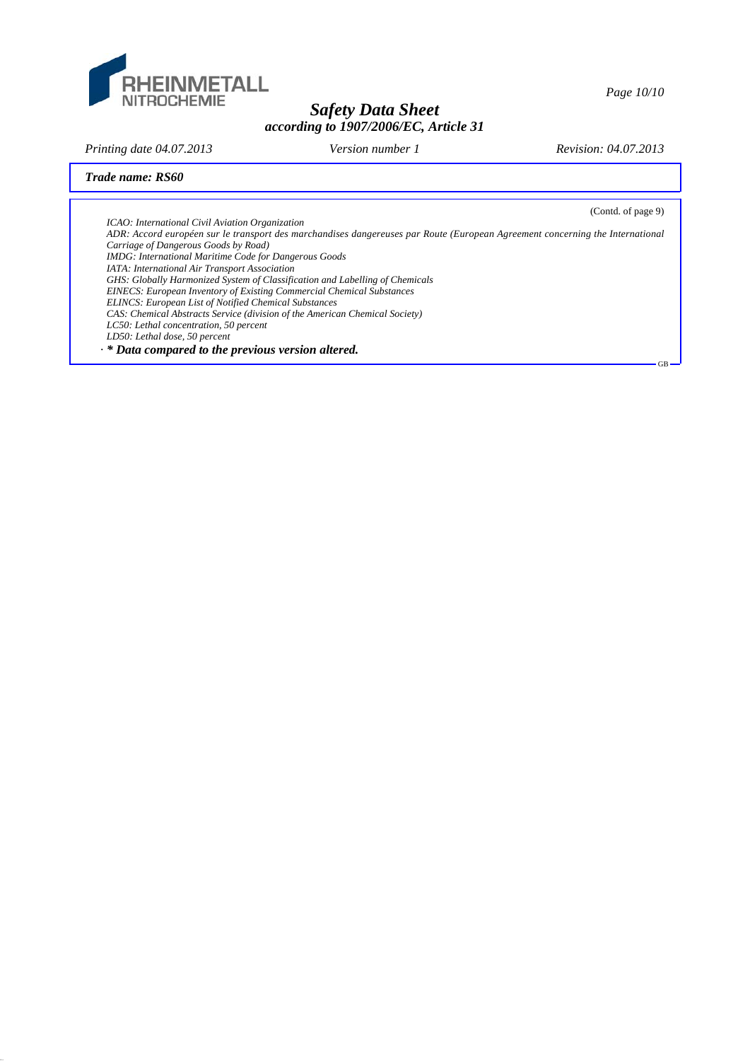(Contd. of page 9)

*ICAO: International Civil Aviation Organization*
*ADR: Accord européen sur le transport des marchandises dangereuses par Route (European Agreement concerning the International Carriage of Dangerous Goods by Road)*
*IMDG: International Maritime Code for Dangerous Goods*
*IATA: International Air Transport Association*
*GHS: Globally Harmonized System of Classification and Labelling of Chemicals*
*EINECS: European Inventory of Existing Commercial Chemical Substances*
*ELINCS: European List of Notified Chemical Substances*
*CAS: Chemical Abstracts Service (division of the American Chemical Society)*
*LC50: Lethal concentration, 50 percent*
*LD50: Lethal dose, 50 percent*

· ***\* Data compared to the previous version altered.***